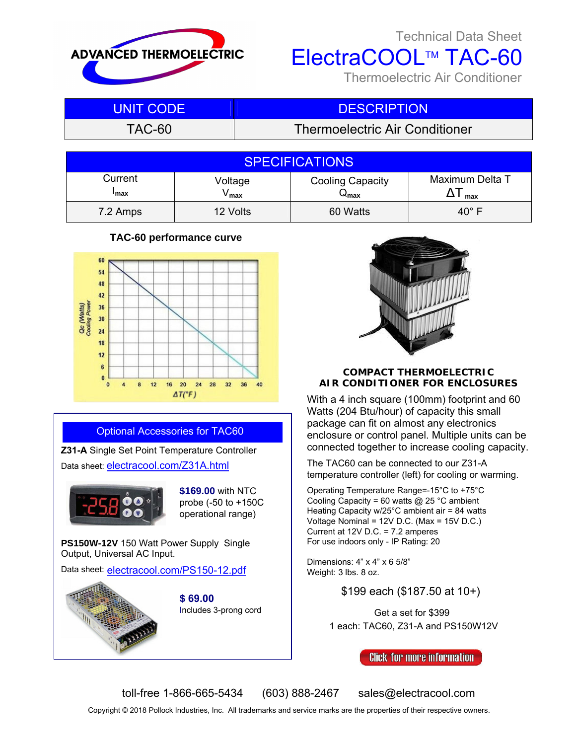Technical Data Sheet

# ElectraCOOL™ TAC-60

Thermoelectric Air Conditioner

| UNIT CODE | DESCRIPTION |
|---|---|
| TAC-60 | Thermoelectric Air Conditioner |

| SPECIFICATIONS | | | |
|---|---|---|---|
| Current $I_{max}$ | Voltage $V_{max}$ | Cooling Capacity $Q_{max}$ | Maximum Delta T $\Delta T_{max}$ |
| 7.2 Amps | 12 Volts | 60 Watts | 40° F |

**TAC-60 performance curve**

## COMPACT THERMOELECTRIC AIR CONDITIONER FOR ENCLOSURES

With a 4 inch square (100mm) footprint and 60 Watts (204 Btu/hour) of capacity this small package can fit on almost any electronics enclosure or control panel. Multiple units can be connected together to increase cooling capacity.

The TAC60 can be connected to our Z31-A temperature controller (left) for cooling or warming.

Operating Temperature Range=-15°C to +75°C
Cooling Capacity = 60 watts @ 25 °C ambient
Heating Capacity w/25°C ambient air = 84 watts
Voltage Nominal = 12V D.C. (Max = 15V D.C.)
Current at 12V D.C. = 7.2 amperes
For use indoors only - IP Rating: 20

Dimensions: 4” x 4” x 6 5/8”
Weight: 3 lbs. 8 oz.

$199 each ($187.50 at 10+)

Get a set for $399
1 each: TAC60, Z31-A and PS150W12V

Click for more information

## Optional Accessories for TAC60

**Z31-A** Single Set Point Temperature Controller

Data sheet: electracool.com/Z31A.html

**$169.00** with NTC probe (-50 to +150C operational range)

**PS150W-12V** 150 Watt Power Supply Single Output, Universal AC Input.

Data sheet: electracool.com/PS150-12.pdf

**$ 69.00**
Includes 3-prong cord

toll-free 1-866-665-5434 (603) 888-2467 sales@electracool.com

Copyright © 2018 Pollock Industries, Inc. All trademarks and service marks are the properties of their respective owners.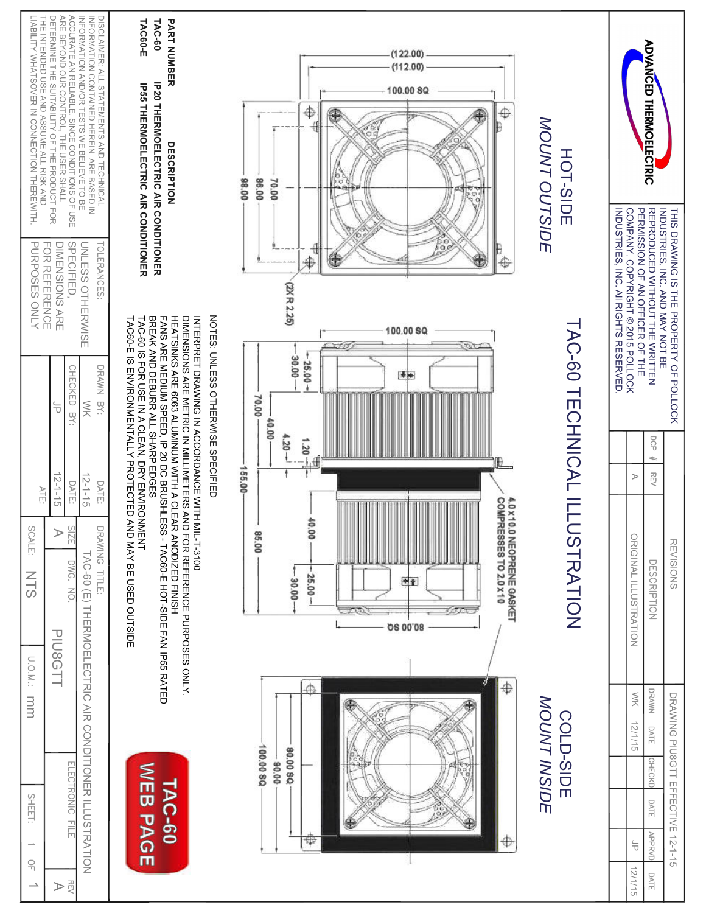# TAC-60 TECHNICAL ILLUSTRATION

ADVANCED THERMOELECTRIC

THIS DRAWING IS THE PROPERTY OF POLLOCK INDUSTRIES, INC. AND MAY NOT BE REPRODUCED WITHOUT THE WRITTEN PERMISSION OF AN OFFICER OF THE COMPANY. COPYRIGHT © 2015 POLLOCK INDUSTRIES, INC. All RIGHTS RESERVED.

| REVISIONS | | | | | | | |
|---|---|---|---|---|---|---|---|
| DRAWING PIU8GTT EFFECTIVE 12-1-15 | | | | | | | |
| DCP # | REV | DESCRIPTION | DRAWN | DATE | CHECK'D | DATE | APPR'D | DATE |
| | A | ORIGINAL ILLUSTRATION | WK | 12/1/15 | | | JP | 12/1/15 |

## HOT-SIDE MOUNT OUTSIDE

(122.00)
(112.00)
100.00 SQ
98.00
86.00
70.00
(2X R 2.25)

100.00 SQ
25.00
30.00
1.20
4.20
40.00
70.00
155.00
85.00
40.00
25.00
30.00
80.00 SQ
4.0 x 10.0 NEOPRENE GASKET COMPRESSES TO 2.0 x 10

## COLD-SIDE MOUNT INSIDE

80.00 SQ
90.00
100.00 SQ

TAC-60 WEB PAGE

| PART NUMBER | DESCRIPTION |
|---|---|
| TAC-60 | IP20 THERMOELECTRIC AIR CONDITIONER |
| TAC60-E | IP55 THERMOELECTRIC AIR CONDITIONER |

NOTES: UNLESS OTHERWISE SPECIFIED

INTERPRET DRAWING IN ACCORDANCE WITH MIL-T-3100
DIMENSIONS ARE METRIC IN MILLIMETERS AND FOR REFERENCE PURPOSES ONLY.
HEATSINKS ARE 6063 ALUMINUM WITH A CLEAR ANODIZED FINISH
FANS ARE MEDIUM SPEED, IP 20 DC BRUSHLESS - TAC60-E HOT-SIDE FAN IP55 RATED
BREAK AND DEBURR ALL SHARP EDGES
TAC-60 IS FOR USE IN A CLEAN, DRY ENVIRONMENT
TAC60-E IS ENVIRONMENTALLY PROTECTED AND MAY BE USED OUTSIDE

DISCLAIMER: ALL STATEMENTS AND TECHNICAL INFORMATION CONTAINED HEREIN ARE BASED IN INFORMATION AND/OR TESTS WE BELIEVE TO BE ACCURATE AN RELIABLE. SINCE CONDITIONS OF USE ARE BEYOND OUR CONTROL, THE USER SHALL DETERMINE THE SUITABILITY OF THE PRODUCT FOR THE INTENDED USE AND ASSUME ALL RISK AND LIABILITY WHATSOEVER IN CONNECTION THEREWITH.

TOLERANCES: UNLESS OTHERWISE SPECIFIED, DIMENSIONS ARE FOR REFERENCE PURPOSES ONLY

| | | | |
|---|---|---|---|
| DRAWN BY: WK | DATE: 12-1-15 | DRAWING TITLE: TAC-60 (E) THERMOELECTRIC AIR CONDITIONER ILLUSTRATION | |
| CHECKED BY: JP | DATE: 12-1-15 | SIZE: A | DWG. NO.: PIU8GTT |
| | ATE: | ELECTRONIC FILE | REV: A |
| SCALE: NTS | U.O.M.: mm | SHEET: 1 OF 1 | |